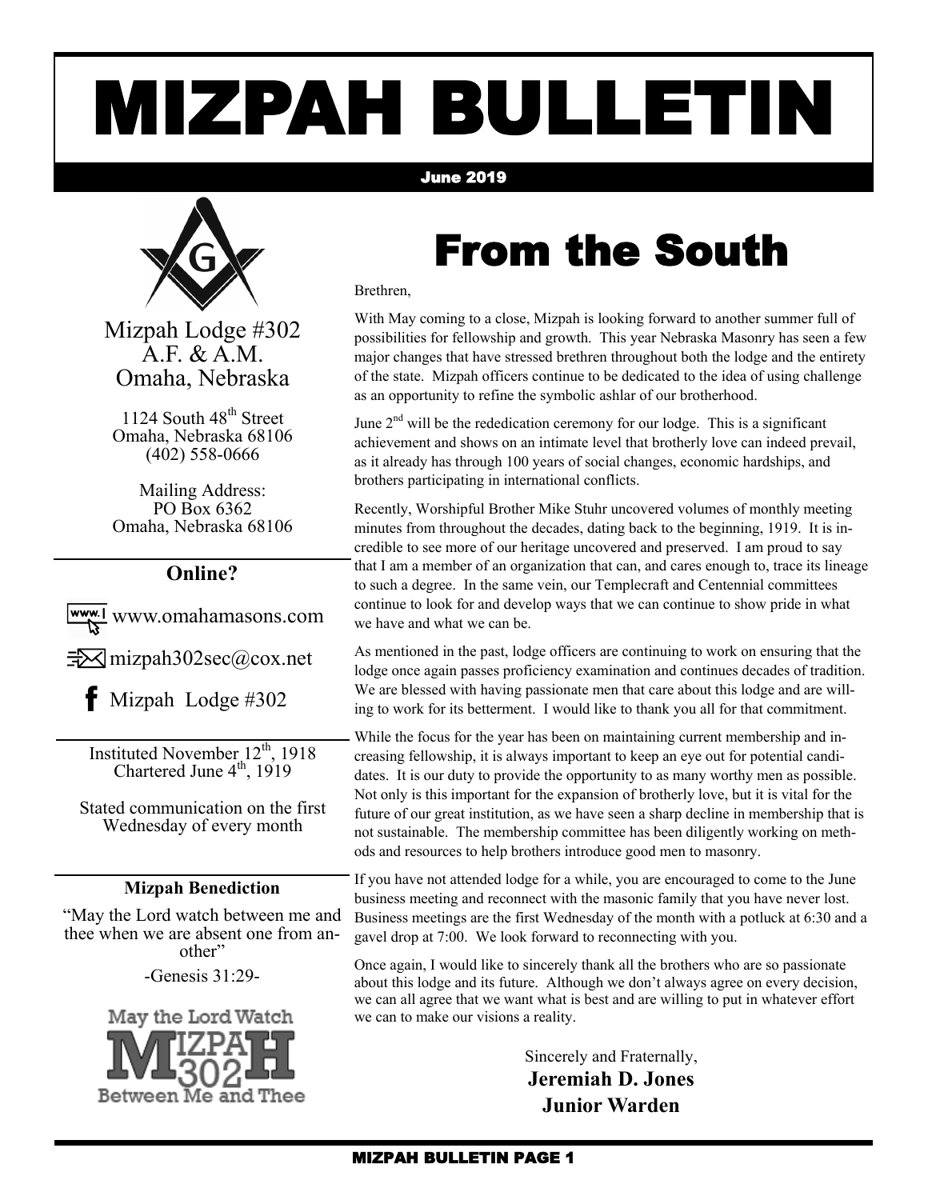# MIZPAH BULLETIN

June 2019

Mizpah Lodge #302
A.F. & A.M.
Omaha, Nebraska

1124 South 48th Street
Omaha, Nebraska 68106
(402) 558-0666

Mailing Address:
PO Box 6362
Omaha, Nebraska 68106

**Online?**

www.omahamasons.com

mizpah302sec@cox.net

Mizpah Lodge #302

Instituted November 12th, 1918
Chartered June 4th, 1919

Stated communication on the first Wednesday of every month

**Mizpah Benediction**

"May the Lord watch between me and thee when we are absent one from another"

-Genesis 31:29-

# From the South

Brethren,

With May coming to a close, Mizpah is looking forward to another summer full of possibilities for fellowship and growth. This year Nebraska Masonry has seen a few major changes that have stressed brethren throughout both the lodge and the entirety of the state. Mizpah officers continue to be dedicated to the idea of using challenge as an opportunity to refine the symbolic ashlar of our brotherhood.

June 2nd will be the rededication ceremony for our lodge. This is a significant achievement and shows on an intimate level that brotherly love can indeed prevail, as it already has through 100 years of social changes, economic hardships, and brothers participating in international conflicts.

Recently, Worshipful Brother Mike Stuhr uncovered volumes of monthly meeting minutes from throughout the decades, dating back to the beginning, 1919. It is incredible to see more of our heritage uncovered and preserved. I am proud to say that I am a member of an organization that can, and cares enough to, trace its lineage to such a degree. In the same vein, our Templecraft and Centennial committees continue to look for and develop ways that we can continue to show pride in what we have and what we can be.

As mentioned in the past, lodge officers are continuing to work on ensuring that the lodge once again passes proficiency examination and continues decades of tradition. We are blessed with having passionate men that care about this lodge and are willing to work for its betterment. I would like to thank you all for that commitment.

While the focus for the year has been on maintaining current membership and increasing fellowship, it is always important to keep an eye out for potential candidates. It is our duty to provide the opportunity to as many worthy men as possible. Not only is this important for the expansion of brotherly love, but it is vital for the future of our great institution, as we have seen a sharp decline in membership that is not sustainable. The membership committee has been diligently working on methods and resources to help brothers introduce good men to masonry.

If you have not attended lodge for a while, you are encouraged to come to the June business meeting and reconnect with the masonic family that you have never lost. Business meetings are the first Wednesday of the month with a potluck at 6:30 and a gavel drop at 7:00. We look forward to reconnecting with you.

Once again, I would like to sincerely thank all the brothers who are so passionate about this lodge and its future. Although we don't always agree on every decision, we can all agree that we want what is best and are willing to put in whatever effort we can to make our visions a reality.

Sincerely and Fraternally,
**Jeremiah D. Jones**
**Junior Warden**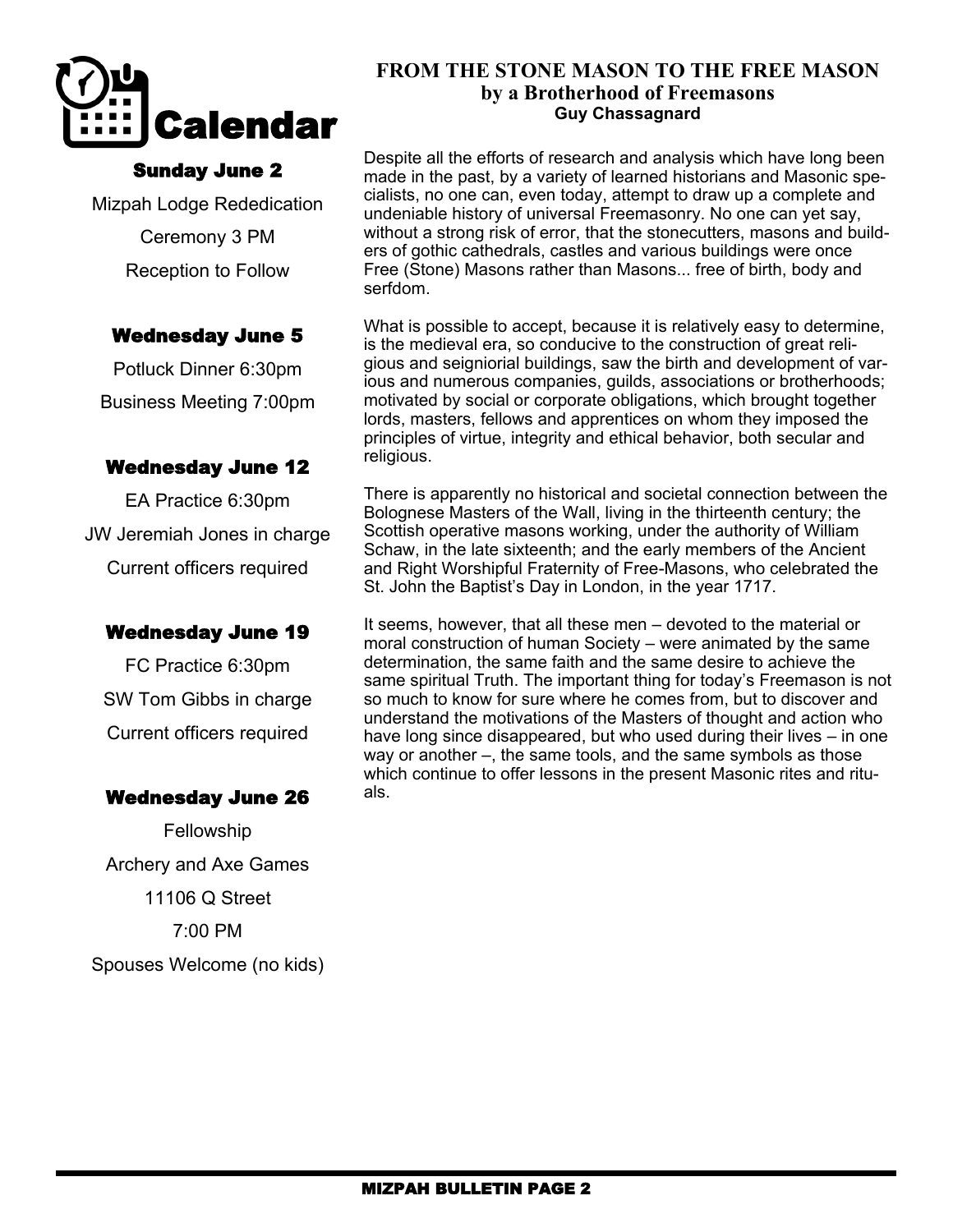# Calendar

### Sunday June 2

Mizpah Lodge Rededication

Ceremony 3 PM

Reception to Follow

### Wednesday June 5

Potluck Dinner 6:30pm

Business Meeting 7:00pm

### Wednesday June 12

EA Practice 6:30pm

JW Jeremiah Jones in charge

Current officers required

### Wednesday June 19

FC Practice 6:30pm

SW Tom Gibbs in charge

Current officers required

### Wednesday June 26

Fellowship

Archery and Axe Games

11106 Q Street

7:00 PM

Spouses Welcome (no kids)

## FROM THE STONE MASON TO THE FREE MASON
### by a Brotherhood of Freemasons
**Guy Chassagnard**

Despite all the efforts of research and analysis which have long been made in the past, by a variety of learned historians and Masonic specialists, no one can, even today, attempt to draw up a complete and undeniable history of universal Freemasonry. No one can yet say, without a strong risk of error, that the stonecutters, masons and builders of gothic cathedrals, castles and various buildings were once Free (Stone) Masons rather than Masons... free of birth, body and serfdom.

What is possible to accept, because it is relatively easy to determine, is the medieval era, so conducive to the construction of great religious and seigniorial buildings, saw the birth and development of various and numerous companies, guilds, associations or brotherhoods; motivated by social or corporate obligations, which brought together lords, masters, fellows and apprentices on whom they imposed the principles of virtue, integrity and ethical behavior, both secular and religious.

There is apparently no historical and societal connection between the Bolognese Masters of the Wall, living in the thirteenth century; the Scottish operative masons working, under the authority of William Schaw, in the late sixteenth; and the early members of the Ancient and Right Worshipful Fraternity of Free-Masons, who celebrated the St. John the Baptist's Day in London, in the year 1717.

It seems, however, that all these men – devoted to the material or moral construction of human Society – were animated by the same determination, the same faith and the same desire to achieve the same spiritual Truth. The important thing for today's Freemason is not so much to know for sure where he comes from, but to discover and understand the motivations of the Masters of thought and action who have long since disappeared, but who used during their lives – in one way or another –, the same tools, and the same symbols as those which continue to offer lessons in the present Masonic rites and rituals.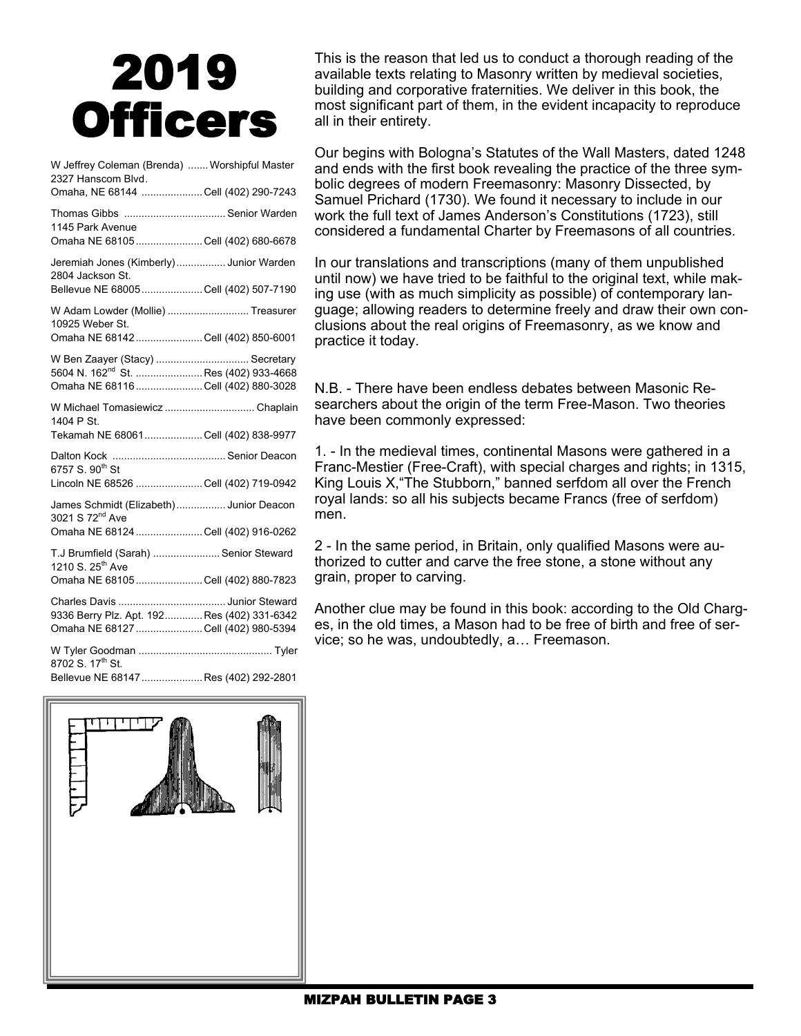# 2019 Officers

W Jeffrey Coleman (Brenda) ....... Worshipful Master
2327 Hanscom Blvd.
Omaha, NE 68144 ..................... Cell (402) 290-7243

Thomas Gibbs ................................... Senior Warden
1145 Park Avenue
Omaha NE 68105 ....................... Cell (402) 680-6678

Jeremiah Jones (Kimberly) ................. Junior Warden
2804 Jackson St.
Bellevue NE 68005 ..................... Cell (402) 507-7190

W Adam Lowder (Mollie) ............................ Treasurer
10925 Weber St.
Omaha NE 68142 ....................... Cell (402) 850-6001

W Ben Zaayer (Stacy) ................................ Secretary
5604 N. 162nd St. ....................... Res (402) 933-4668
Omaha NE 68116 ....................... Cell (402) 880-3028

W Michael Tomasiewicz ............................... Chaplain
1404 P St.
Tekamah NE 68061 .................... Cell (402) 838-9977

Dalton Kock ....................................... Senior Deacon
6757 S. 90th St
Lincoln NE 68526 ....................... Cell (402) 719-0942

James Schmidt (Elizabeth) ................. Junior Deacon
3021 S 72nd Ave
Omaha NE 68124 ....................... Cell (402) 916-0262

T.J Brumfield (Sarah) ....................... Senior Steward
1210 S. 25th Ave
Omaha NE 68105 ....................... Cell (402) 880-7823

Charles Davis ..................................... Junior Steward
9336 Berry Plz. Apt. 192 ............. Res (402) 331-6342
Omaha NE 68127 ....................... Cell (402) 980-5394

W Tyler Goodman .............................................. Tyler
8702 S. 17th St.
Bellevue NE 68147 ..................... Res (402) 292-2801

This is the reason that led us to conduct a thorough reading of the available texts relating to Masonry written by medieval societies, building and corporative fraternities. We deliver in this book, the most significant part of them, in the evident incapacity to reproduce all in their entirety.

Our begins with Bologna's Statutes of the Wall Masters, dated 1248 and ends with the first book revealing the practice of the three symbolic degrees of modern Freemasonry: Masonry Dissected, by Samuel Prichard (1730). We found it necessary to include in our work the full text of James Anderson's Constitutions (1723), still considered a fundamental Charter by Freemasons of all countries.

In our translations and transcriptions (many of them unpublished until now) we have tried to be faithful to the original text, while making use (with as much simplicity as possible) of contemporary language; allowing readers to determine freely and draw their own conclusions about the real origins of Freemasonry, as we know and practice it today.

N.B. - There have been endless debates between Masonic Researchers about the origin of the term Free-Mason. Two theories have been commonly expressed:

1. - In the medieval times, continental Masons were gathered in a Franc-Mestier (Free-Craft), with special charges and rights; in 1315, King Louis X,"The Stubborn," banned serfdom all over the French royal lands: so all his subjects became Francs (free of serfdom) men.

2 - In the same period, in Britain, only qualified Masons were authorized to cutter and carve the free stone, a stone without any grain, proper to carving.

Another clue may be found in this book: according to the Old Charges, in the old times, a Mason had to be free of birth and free of service; so he was, undoubtedly, a… Freemason.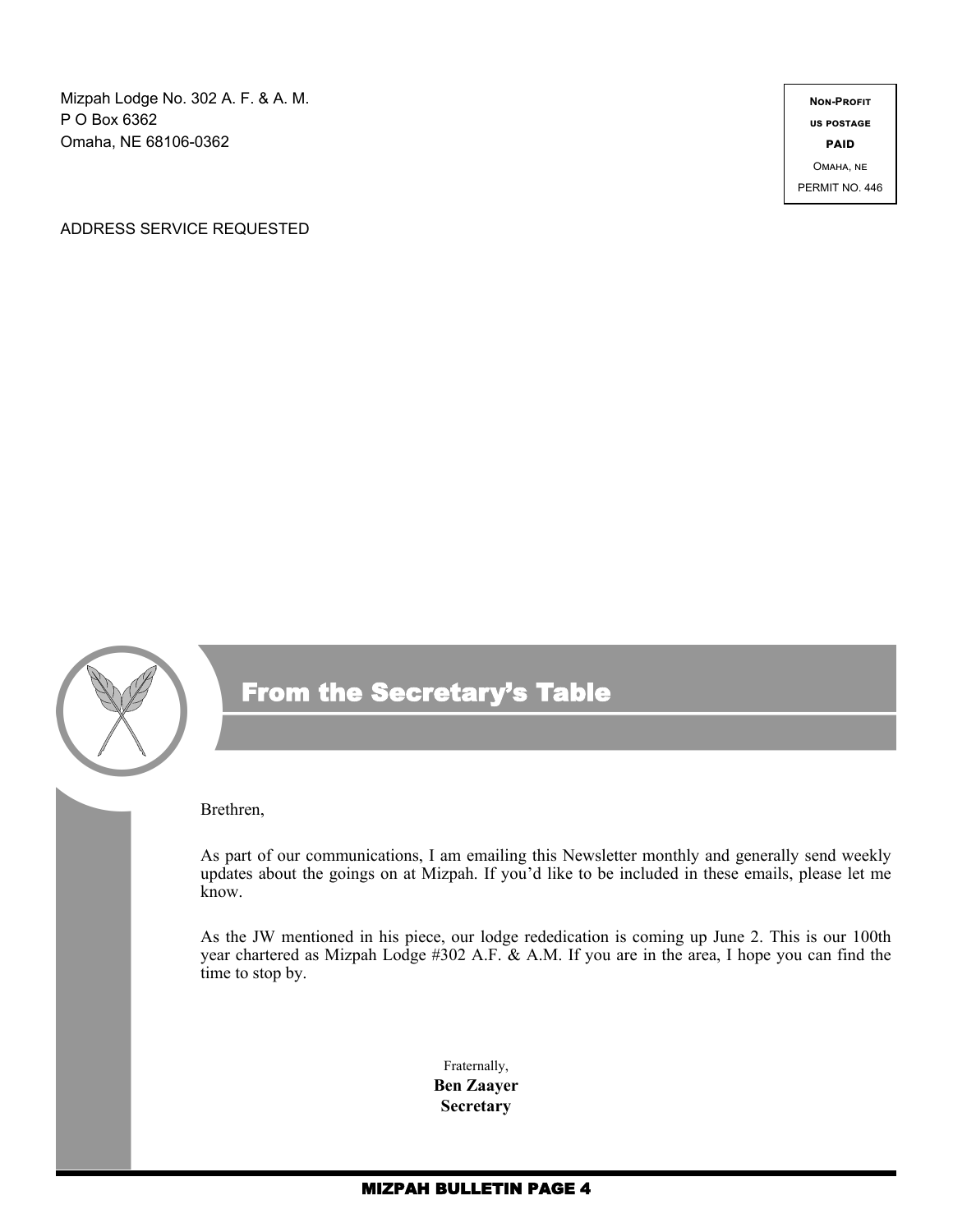Mizpah Lodge No. 302 A. F. & A. M.
P O Box 6362
Omaha, NE 68106-0362

NON-PROFIT
US POSTAGE
**PAID**
OMAHA, NE
PERMIT NO. 446

ADDRESS SERVICE REQUESTED

## From the Secretary's Table

Brethren,

As part of our communications, I am emailing this Newsletter monthly and generally send weekly updates about the goings on at Mizpah. If you'd like to be included in these emails, please let me know.

As the JW mentioned in his piece, our lodge rededication is coming up June 2. This is our 100th year chartered as Mizpah Lodge #302 A.F. & A.M. If you are in the area, I hope you can find the time to stop by.

Fraternally,
**Ben Zaayer**
**Secretary**